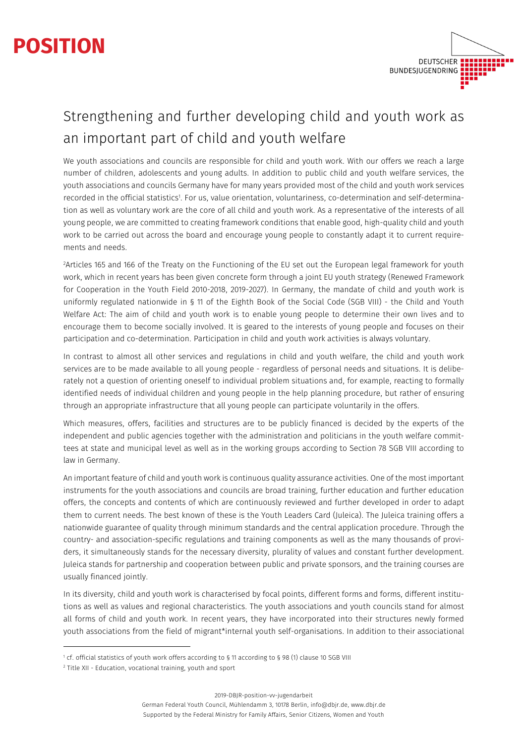# POSITION

DEUTSCHER BUNDESJUGENDRING

## Strengthening and further developing child and youth work as an important part of child and youth welfare

We youth associations and councils are responsible for child and youth work. With our offers we reach a large number of children, adolescents and young adults. In addition to public child and youth welfare services, the youth associations and councils Germany have for many years provided most of the child and youth work services recorded in the official statistics[1]. For us, value orientation, voluntariness, co-determination and self-determination as well as voluntary work are the core of all child and youth work. As a representative of the interests of all young people, we are committed to creating framework conditions that enable good, high-quality child and youth work to be carried out across the board and encourage young people to constantly adapt it to current requirements and needs.

[2]Articles 165 and 166 of the Treaty on the Functioning of the EU set out the European legal framework for youth work, which in recent years has been given concrete form through a joint EU youth strategy (Renewed Framework for Cooperation in the Youth Field 2010-2018, 2019-2027). In Germany, the mandate of child and youth work is uniformly regulated nationwide in § 11 of the Eighth Book of the Social Code (SGB VIII) - the Child and Youth Welfare Act: The aim of child and youth work is to enable young people to determine their own lives and to encourage them to become socially involved. It is geared to the interests of young people and focuses on their participation and co-determination. Participation in child and youth work activities is always voluntary.

In contrast to almost all other services and regulations in child and youth welfare, the child and youth work services are to be made available to all young people - regardless of personal needs and situations. It is deliberately not a question of orienting oneself to individual problem situations and, for example, reacting to formally identified needs of individual children and young people in the help planning procedure, but rather of ensuring through an appropriate infrastructure that all young people can participate voluntarily in the offers.

Which measures, offers, facilities and structures are to be publicly financed is decided by the experts of the independent and public agencies together with the administration and politicians in the youth welfare committees at state and municipal level as well as in the working groups according to Section 78 SGB VIII according to law in Germany.

An important feature of child and youth work is continuous quality assurance activities. One of the most important instruments for the youth associations and councils are broad training, further education and further education offers, the concepts and contents of which are continuously reviewed and further developed in order to adapt them to current needs. The best known of these is the Youth Leaders Card (Juleica). The Juleica training offers a nationwide guarantee of quality through minimum standards and the central application procedure. Through the country- and association-specific regulations and training components as well as the many thousands of providers, it simultaneously stands for the necessary diversity, plurality of values and constant further development. Juleica stands for partnership and cooperation between public and private sponsors, and the training courses are usually financed jointly.

In its diversity, child and youth work is characterised by focal points, different forms and forms, different institutions as well as values and regional characteristics. The youth associations and youth councils stand for almost all forms of child and youth work. In recent years, they have incorporated into their structures newly formed youth associations from the field of migrant*internal youth self-organisations. In addition to their associational

---

[1] cf. official statistics of youth work offers according to § 11 according to § 98 (1) clause 10 SGB VIII

[2] Title XII - Education, vocational training, youth and sport

2019-DBJR-position-vv-jugendarbeit

German Federal Youth Council, Mühlendamm 3, 10178 Berlin, info@dbjr.de, www.dbjr.de

Supported by the Federal Ministry for Family Affairs, Senior Citizens, Women and Youth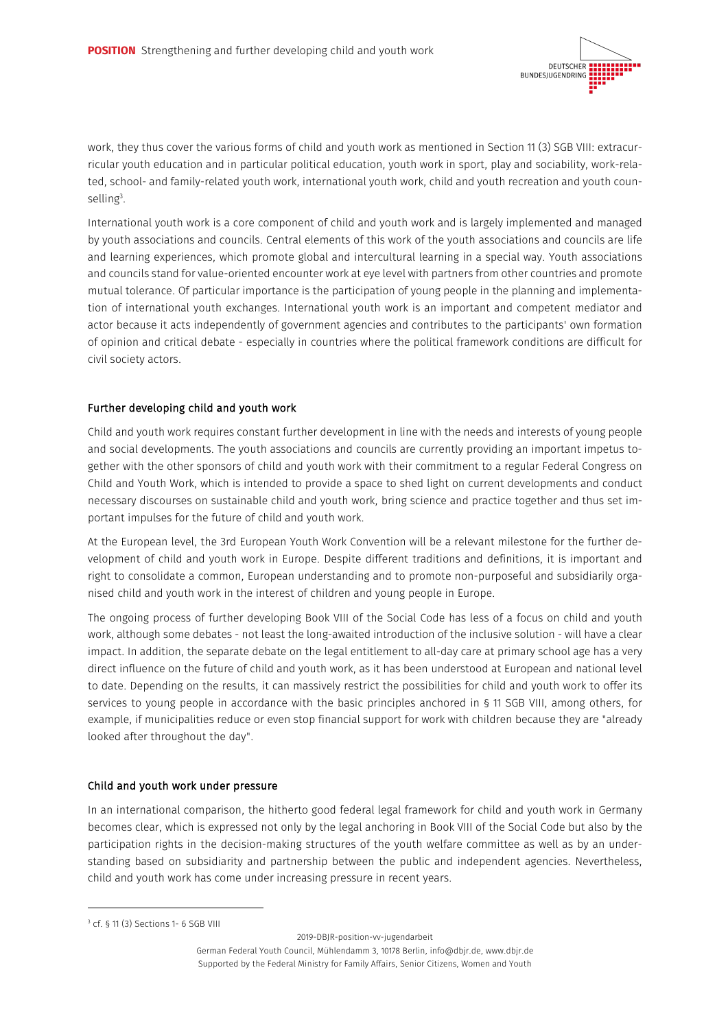work, they thus cover the various forms of child and youth work as mentioned in Section 11 (3) SGB VIII: extracurricular youth education and in particular political education, youth work in sport, play and sociability, work-related, school- and family-related youth work, international youth work, child and youth recreation and youth counselling[3].

International youth work is a core component of child and youth work and is largely implemented and managed by youth associations and councils. Central elements of this work of the youth associations and councils are life and learning experiences, which promote global and intercultural learning in a special way. Youth associations and councils stand for value-oriented encounter work at eye level with partners from other countries and promote mutual tolerance. Of particular importance is the participation of young people in the planning and implementation of international youth exchanges. International youth work is an important and competent mediator and actor because it acts independently of government agencies and contributes to the participants' own formation of opinion and critical debate - especially in countries where the political framework conditions are difficult for civil society actors.

## Further developing child and youth work

Child and youth work requires constant further development in line with the needs and interests of young people and social developments. The youth associations and councils are currently providing an important impetus together with the other sponsors of child and youth work with their commitment to a regular Federal Congress on Child and Youth Work, which is intended to provide a space to shed light on current developments and conduct necessary discourses on sustainable child and youth work, bring science and practice together and thus set important impulses for the future of child and youth work.

At the European level, the 3rd European Youth Work Convention will be a relevant milestone for the further development of child and youth work in Europe. Despite different traditions and definitions, it is important and right to consolidate a common, European understanding and to promote non-purposeful and subsidiarily organised child and youth work in the interest of children and young people in Europe.

The ongoing process of further developing Book VIII of the Social Code has less of a focus on child and youth work, although some debates - not least the long-awaited introduction of the inclusive solution - will have a clear impact. In addition, the separate debate on the legal entitlement to all-day care at primary school age has a very direct influence on the future of child and youth work, as it has been understood at European and national level to date. Depending on the results, it can massively restrict the possibilities for child and youth work to offer its services to young people in accordance with the basic principles anchored in § 11 SGB VIII, among others, for example, if municipalities reduce or even stop financial support for work with children because they are "already looked after throughout the day".

## Child and youth work under pressure

In an international comparison, the hitherto good federal legal framework for child and youth work in Germany becomes clear, which is expressed not only by the legal anchoring in Book VIII of the Social Code but also by the participation rights in the decision-making structures of the youth welfare committee as well as by an understanding based on subsidiarity and partnership between the public and independent agencies. Nevertheless, child and youth work has come under increasing pressure in recent years.

---

[3] cf. § 11 (3) Sections 1- 6 SGB VIII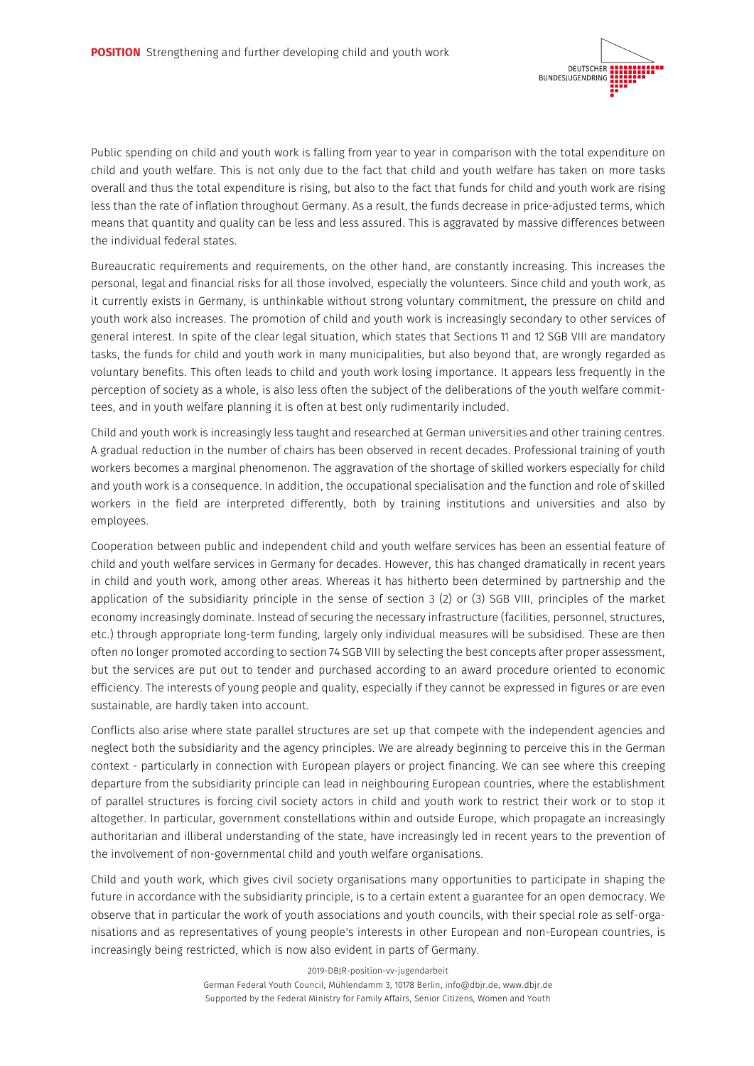Public spending on child and youth work is falling from year to year in comparison with the total expenditure on child and youth welfare. This is not only due to the fact that child and youth welfare has taken on more tasks overall and thus the total expenditure is rising, but also to the fact that funds for child and youth work are rising less than the rate of inflation throughout Germany. As a result, the funds decrease in price-adjusted terms, which means that quantity and quality can be less and less assured. This is aggravated by massive differences between the individual federal states.

Bureaucratic requirements and requirements, on the other hand, are constantly increasing. This increases the personal, legal and financial risks for all those involved, especially the volunteers. Since child and youth work, as it currently exists in Germany, is unthinkable without strong voluntary commitment, the pressure on child and youth work also increases. The promotion of child and youth work is increasingly secondary to other services of general interest. In spite of the clear legal situation, which states that Sections 11 and 12 SGB VIII are mandatory tasks, the funds for child and youth work in many municipalities, but also beyond that, are wrongly regarded as voluntary benefits. This often leads to child and youth work losing importance. It appears less frequently in the perception of society as a whole, is also less often the subject of the deliberations of the youth welfare committees, and in youth welfare planning it is often at best only rudimentarily included.

Child and youth work is increasingly less taught and researched at German universities and other training centres. A gradual reduction in the number of chairs has been observed in recent decades. Professional training of youth workers becomes a marginal phenomenon. The aggravation of the shortage of skilled workers especially for child and youth work is a consequence. In addition, the occupational specialisation and the function and role of skilled workers in the field are interpreted differently, both by training institutions and universities and also by employees.

Cooperation between public and independent child and youth welfare services has been an essential feature of child and youth welfare services in Germany for decades. However, this has changed dramatically in recent years in child and youth work, among other areas. Whereas it has hitherto been determined by partnership and the application of the subsidiarity principle in the sense of section 3 (2) or (3) SGB VIII, principles of the market economy increasingly dominate. Instead of securing the necessary infrastructure (facilities, personnel, structures, etc.) through appropriate long-term funding, largely only individual measures will be subsidised. These are then often no longer promoted according to section 74 SGB VIII by selecting the best concepts after proper assessment, but the services are put out to tender and purchased according to an award procedure oriented to economic efficiency. The interests of young people and quality, especially if they cannot be expressed in figures or are even sustainable, are hardly taken into account.

Conflicts also arise where state parallel structures are set up that compete with the independent agencies and neglect both the subsidiarity and the agency principles. We are already beginning to perceive this in the German context - particularly in connection with European players or project financing. We can see where this creeping departure from the subsidiarity principle can lead in neighbouring European countries, where the establishment of parallel structures is forcing civil society actors in child and youth work to restrict their work or to stop it altogether. In particular, government constellations within and outside Europe, which propagate an increasingly authoritarian and illiberal understanding of the state, have increasingly led in recent years to the prevention of the involvement of non-governmental child and youth welfare organisations.

Child and youth work, which gives civil society organisations many opportunities to participate in shaping the future in accordance with the subsidiarity principle, is to a certain extent a guarantee for an open democracy. We observe that in particular the work of youth associations and youth councils, with their special role as self-organisations and as representatives of young people's interests in other European and non-European countries, is increasingly being restricted, which is now also evident in parts of Germany.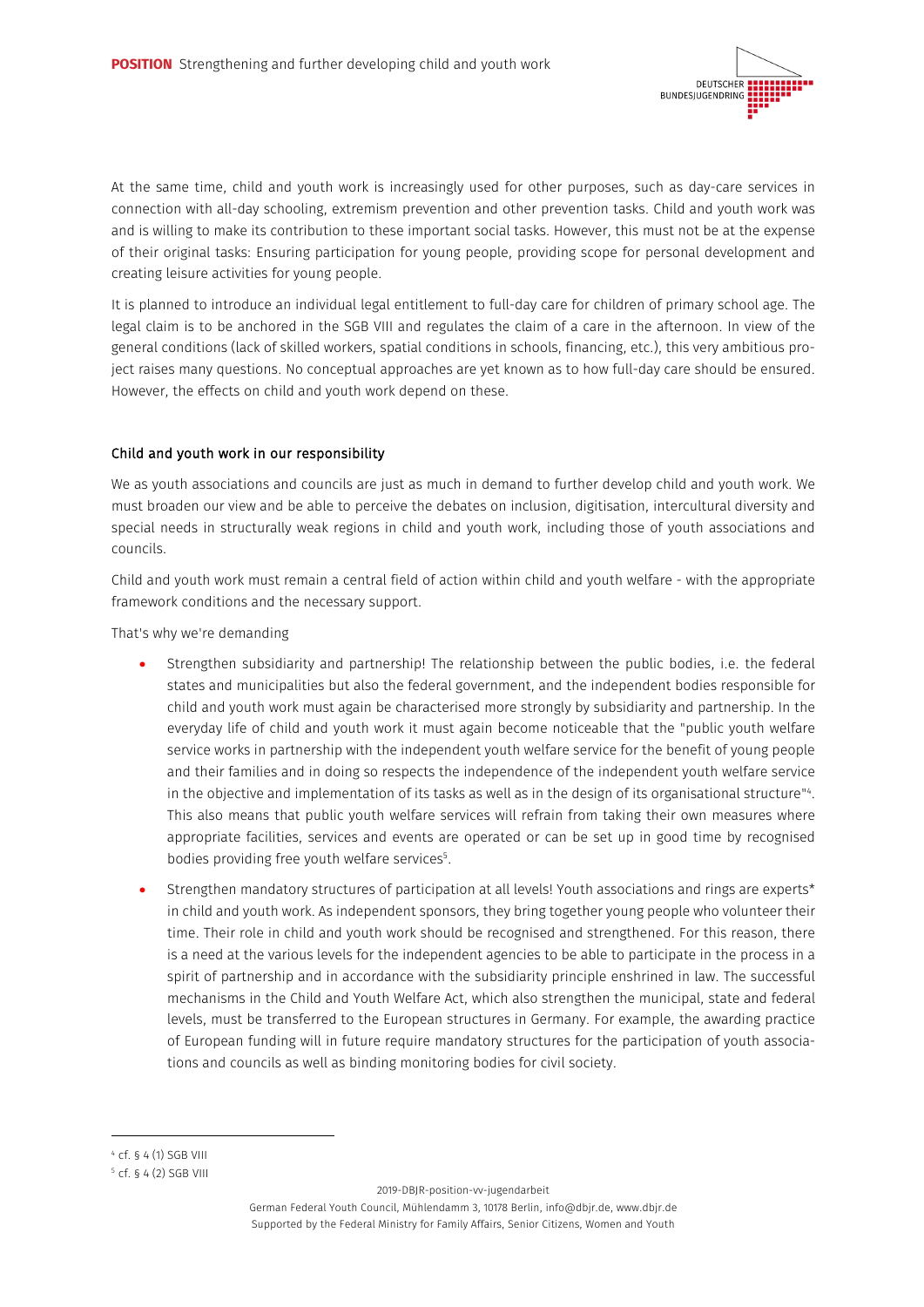At the same time, child and youth work is increasingly used for other purposes, such as day-care services in connection with all-day schooling, extremism prevention and other prevention tasks. Child and youth work was and is willing to make its contribution to these important social tasks. However, this must not be at the expense of their original tasks: Ensuring participation for young people, providing scope for personal development and creating leisure activities for young people.

It is planned to introduce an individual legal entitlement to full-day care for children of primary school age. The legal claim is to be anchored in the SGB VIII and regulates the claim of a care in the afternoon. In view of the general conditions (lack of skilled workers, spatial conditions in schools, financing, etc.), this very ambitious project raises many questions. No conceptual approaches are yet known as to how full-day care should be ensured. However, the effects on child and youth work depend on these.

### Child and youth work in our responsibility

We as youth associations and councils are just as much in demand to further develop child and youth work. We must broaden our view and be able to perceive the debates on inclusion, digitisation, intercultural diversity and special needs in structurally weak regions in child and youth work, including those of youth associations and councils.

Child and youth work must remain a central field of action within child and youth welfare - with the appropriate framework conditions and the necessary support.

That's why we're demanding

- Strengthen subsidiarity and partnership! The relationship between the public bodies, i.e. the federal states and municipalities but also the federal government, and the independent bodies responsible for child and youth work must again be characterised more strongly by subsidiarity and partnership. In the everyday life of child and youth work it must again become noticeable that the "public youth welfare service works in partnership with the independent youth welfare service for the benefit of young people and their families and in doing so respects the independence of the independent youth welfare service in the objective and implementation of its tasks as well as in the design of its organisational structure"[4]. This also means that public youth welfare services will refrain from taking their own measures where appropriate facilities, services and events are operated or can be set up in good time by recognised bodies providing free youth welfare services[5].
- Strengthen mandatory structures of participation at all levels! Youth associations and rings are experts* in child and youth work. As independent sponsors, they bring together young people who volunteer their time. Their role in child and youth work should be recognised and strengthened. For this reason, there is a need at the various levels for the independent agencies to be able to participate in the process in a spirit of partnership and in accordance with the subsidiarity principle enshrined in law. The successful mechanisms in the Child and Youth Welfare Act, which also strengthen the municipal, state and federal levels, must be transferred to the European structures in Germany. For example, the awarding practice of European funding will in future require mandatory structures for the participation of youth associations and councils as well as binding monitoring bodies for civil society.

[4] cf. § 4 (1) SGB VIII

[5] cf. § 4 (2) SGB VIII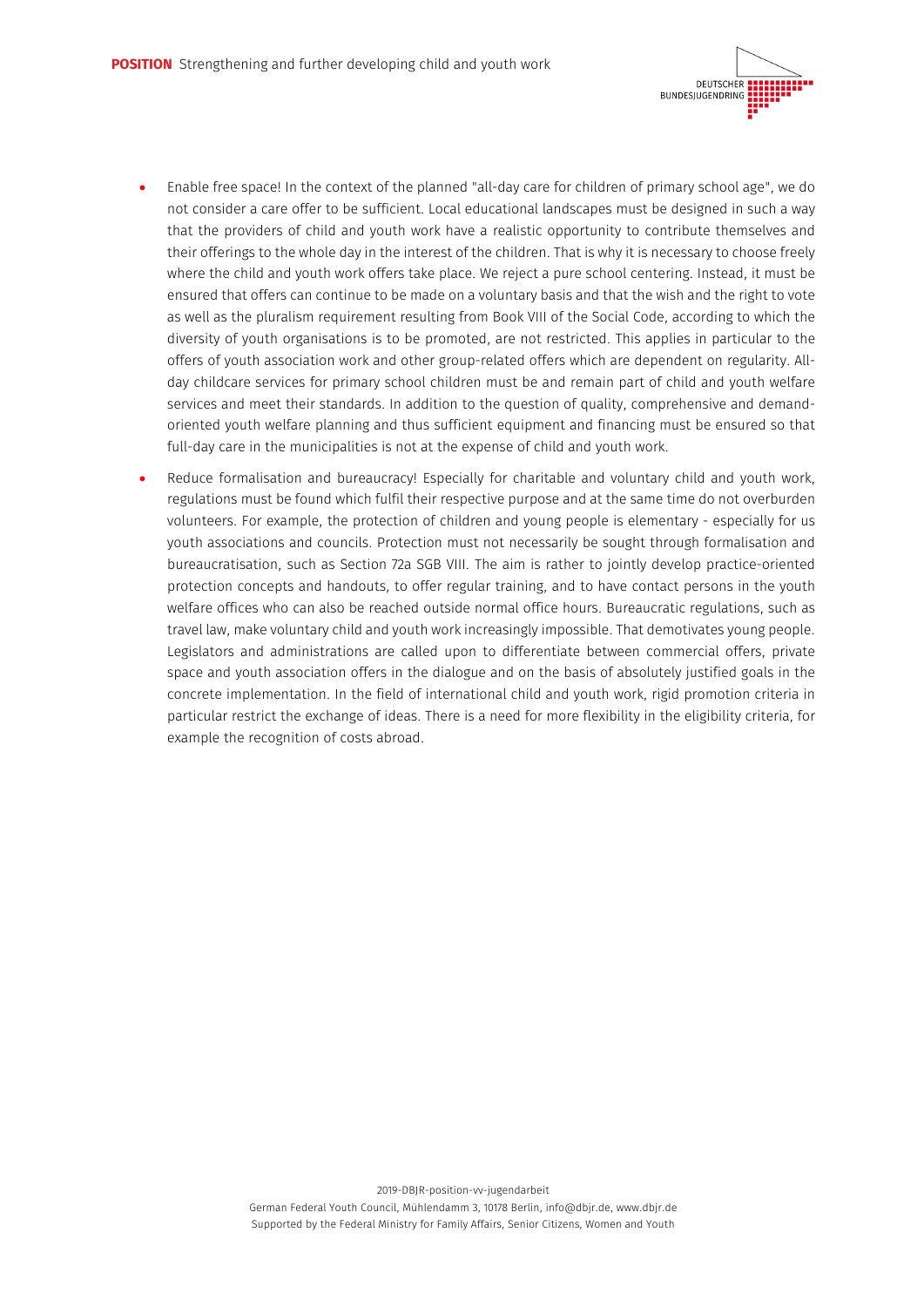- Enable free space! In the context of the planned "all-day care for children of primary school age", we do not consider a care offer to be sufficient. Local educational landscapes must be designed in such a way that the providers of child and youth work have a realistic opportunity to contribute themselves and their offerings to the whole day in the interest of the children. That is why it is necessary to choose freely where the child and youth work offers take place. We reject a pure school centering. Instead, it must be ensured that offers can continue to be made on a voluntary basis and that the wish and the right to vote as well as the pluralism requirement resulting from Book VIII of the Social Code, according to which the diversity of youth organisations is to be promoted, are not restricted. This applies in particular to the offers of youth association work and other group-related offers which are dependent on regularity. All-day childcare services for primary school children must be and remain part of child and youth welfare services and meet their standards. In addition to the question of quality, comprehensive and demand-oriented youth welfare planning and thus sufficient equipment and financing must be ensured so that full-day care in the municipalities is not at the expense of child and youth work.
- Reduce formalisation and bureaucracy! Especially for charitable and voluntary child and youth work, regulations must be found which fulfil their respective purpose and at the same time do not overburden volunteers. For example, the protection of children and young people is elementary - especially for us youth associations and councils. Protection must not necessarily be sought through formalisation and bureaucratisation, such as Section 72a SGB VIII. The aim is rather to jointly develop practice-oriented protection concepts and handouts, to offer regular training, and to have contact persons in the youth welfare offices who can also be reached outside normal office hours. Bureaucratic regulations, such as travel law, make voluntary child and youth work increasingly impossible. That demotivates young people. Legislators and administrations are called upon to differentiate between commercial offers, private space and youth association offers in the dialogue and on the basis of absolutely justified goals in the concrete implementation. In the field of international child and youth work, rigid promotion criteria in particular restrict the exchange of ideas. There is a need for more flexibility in the eligibility criteria, for example the recognition of costs abroad.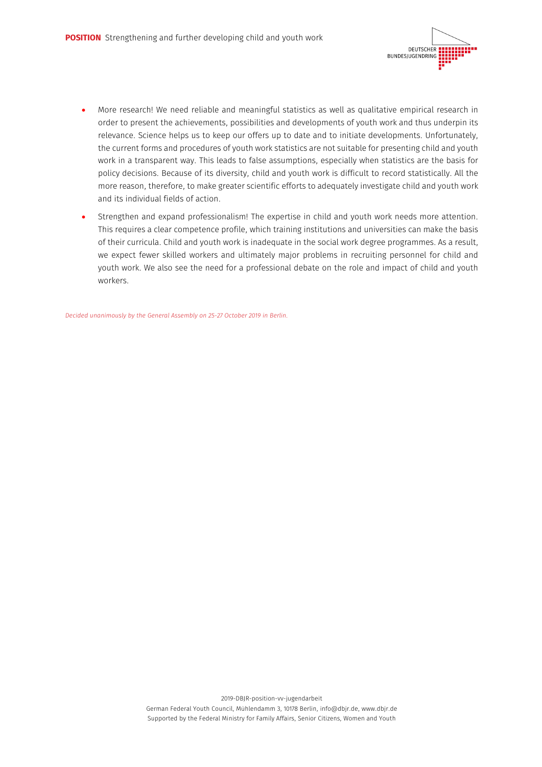- More research! We need reliable and meaningful statistics as well as qualitative empirical research in order to present the achievements, possibilities and developments of youth work and thus underpin its relevance. Science helps us to keep our offers up to date and to initiate developments. Unfortunately, the current forms and procedures of youth work statistics are not suitable for presenting child and youth work in a transparent way. This leads to false assumptions, especially when statistics are the basis for policy decisions. Because of its diversity, child and youth work is difficult to record statistically. All the more reason, therefore, to make greater scientific efforts to adequately investigate child and youth work and its individual fields of action.
- Strengthen and expand professionalism! The expertise in child and youth work needs more attention. This requires a clear competence profile, which training institutions and universities can make the basis of their curricula. Child and youth work is inadequate in the social work degree programmes. As a result, we expect fewer skilled workers and ultimately major problems in recruiting personnel for child and youth work. We also see the need for a professional debate on the role and impact of child and youth workers.

*Decided unanimously by the General Assembly on 25-27 October 2019 in Berlin.*